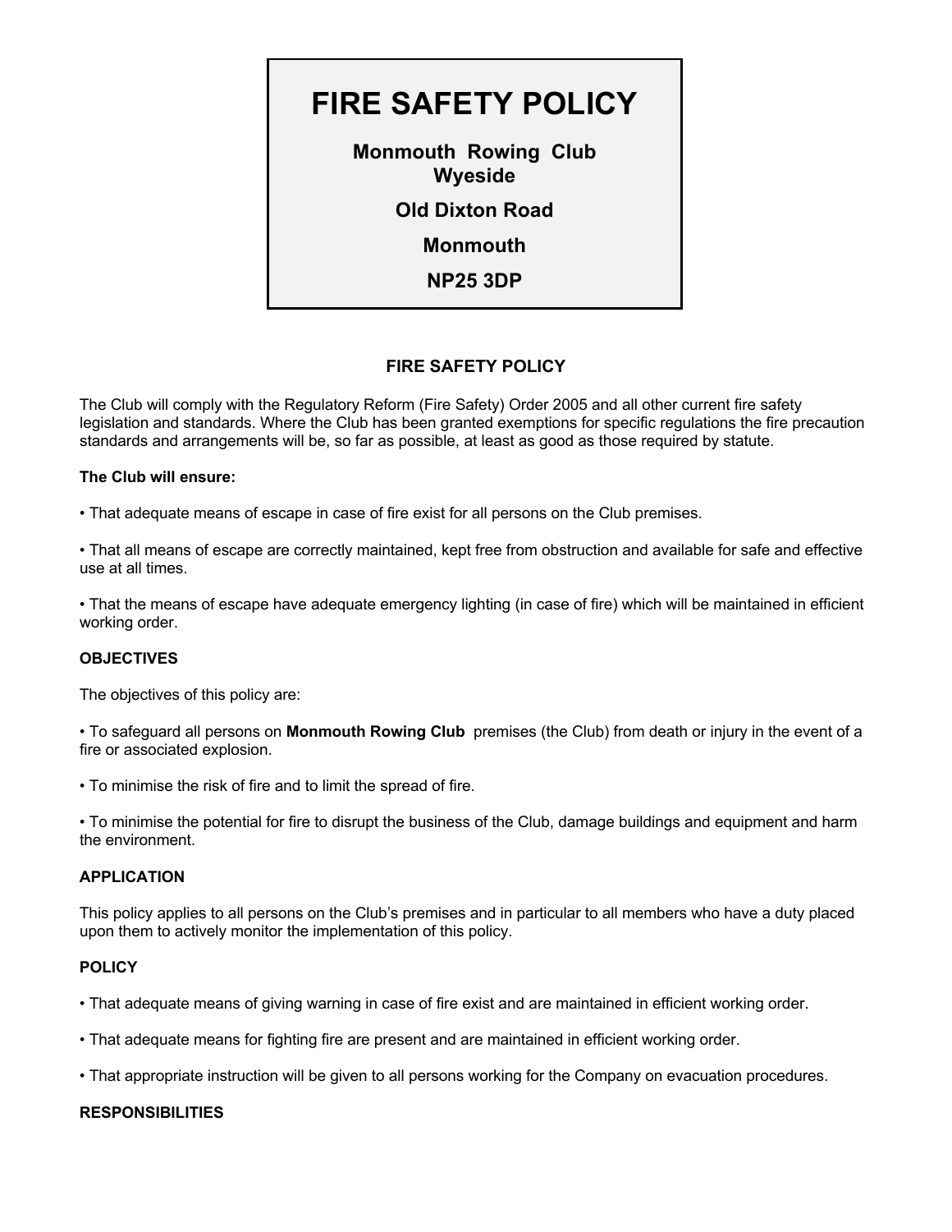# FIRE SAFETY POLICY

**Monmouth Rowing Club**
**Wyeside**

**Old Dixton Road**

**Monmouth**

**NP25 3DP**

## FIRE SAFETY POLICY

The Club will comply with the Regulatory Reform (Fire Safety) Order 2005 and all other current fire safety legislation and standards. Where the Club has been granted exemptions for specific regulations the fire precaution standards and arrangements will be, so far as possible, at least as good as those required by statute.

**The Club will ensure:**

• That adequate means of escape in case of fire exist for all persons on the Club premises.

• That all means of escape are correctly maintained, kept free from obstruction and available for safe and effective use at all times.

• That the means of escape have adequate emergency lighting (in case of fire) which will be maintained in efficient working order.

### OBJECTIVES

The objectives of this policy are:

• To safeguard all persons on **Monmouth Rowing Club** premises (the Club) from death or injury in the event of a fire or associated explosion.

• To minimise the risk of fire and to limit the spread of fire.

• To minimise the potential for fire to disrupt the business of the Club, damage buildings and equipment and harm the environment.

### APPLICATION

This policy applies to all persons on the Club's premises and in particular to all members who have a duty placed upon them to actively monitor the implementation of this policy.

### POLICY

• That adequate means of giving warning in case of fire exist and are maintained in efficient working order.

• That adequate means for fighting fire are present and are maintained in efficient working order.

• That appropriate instruction will be given to all persons working for the Company on evacuation procedures.

### RESPONSIBILITIES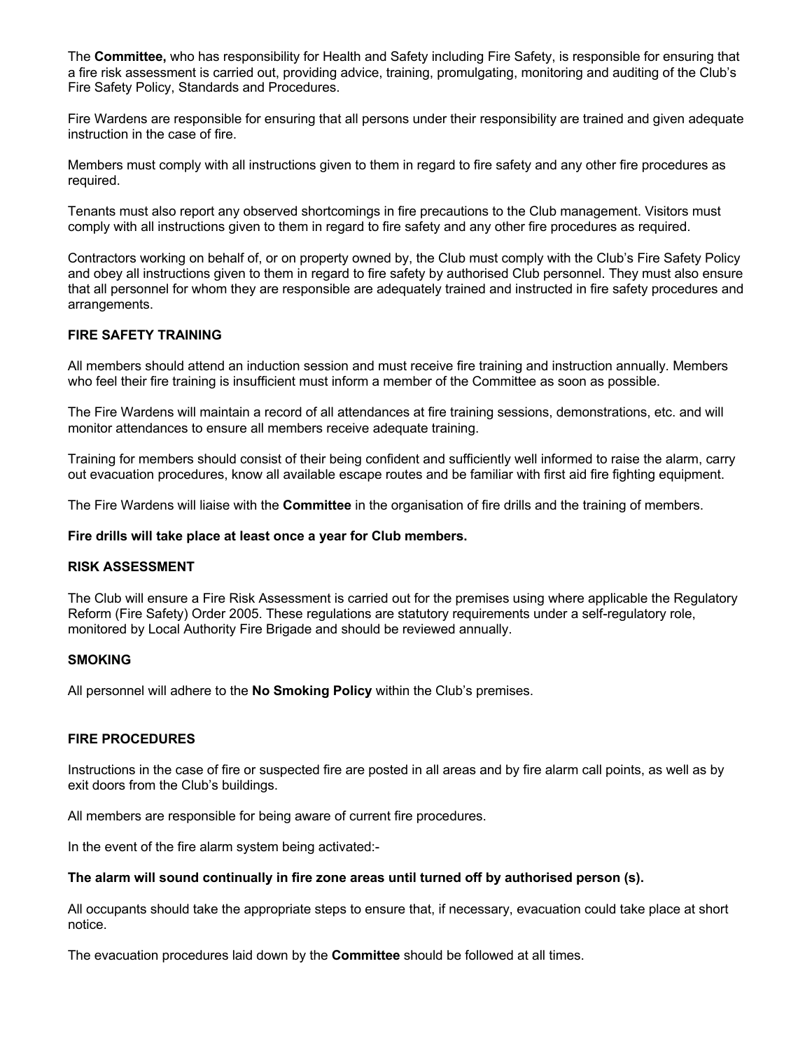The **Committee,** who has responsibility for Health and Safety including Fire Safety, is responsible for ensuring that a fire risk assessment is carried out, providing advice, training, promulgating, monitoring and auditing of the Club's Fire Safety Policy, Standards and Procedures.

Fire Wardens are responsible for ensuring that all persons under their responsibility are trained and given adequate instruction in the case of fire.

Members must comply with all instructions given to them in regard to fire safety and any other fire procedures as required.

Tenants must also report any observed shortcomings in fire precautions to the Club management. Visitors must comply with all instructions given to them in regard to fire safety and any other fire procedures as required.

Contractors working on behalf of, or on property owned by, the Club must comply with the Club's Fire Safety Policy and obey all instructions given to them in regard to fire safety by authorised Club personnel. They must also ensure that all personnel for whom they are responsible are adequately trained and instructed in fire safety procedures and arrangements.

## FIRE SAFETY TRAINING

All members should attend an induction session and must receive fire training and instruction annually. Members who feel their fire training is insufficient must inform a member of the Committee as soon as possible.

The Fire Wardens will maintain a record of all attendances at fire training sessions, demonstrations, etc. and will monitor attendances to ensure all members receive adequate training.

Training for members should consist of their being confident and sufficiently well informed to raise the alarm, carry out evacuation procedures, know all available escape routes and be familiar with first aid fire fighting equipment.

The Fire Wardens will liaise with the **Committee** in the organisation of fire drills and the training of members.

**Fire drills will take place at least once a year for Club members.**

## RISK ASSESSMENT

The Club will ensure a Fire Risk Assessment is carried out for the premises using where applicable the Regulatory Reform (Fire Safety) Order 2005. These regulations are statutory requirements under a self-regulatory role, monitored by Local Authority Fire Brigade and should be reviewed annually.

## SMOKING

All personnel will adhere to the **No Smoking Policy** within the Club's premises.

## FIRE PROCEDURES

Instructions in the case of fire or suspected fire are posted in all areas and by fire alarm call points, as well as by exit doors from the Club's buildings.

All members are responsible for being aware of current fire procedures.

In the event of the fire alarm system being activated:-

**The alarm will sound continually in fire zone areas until turned off by authorised person (s).**

All occupants should take the appropriate steps to ensure that, if necessary, evacuation could take place at short notice.

The evacuation procedures laid down by the **Committee** should be followed at all times.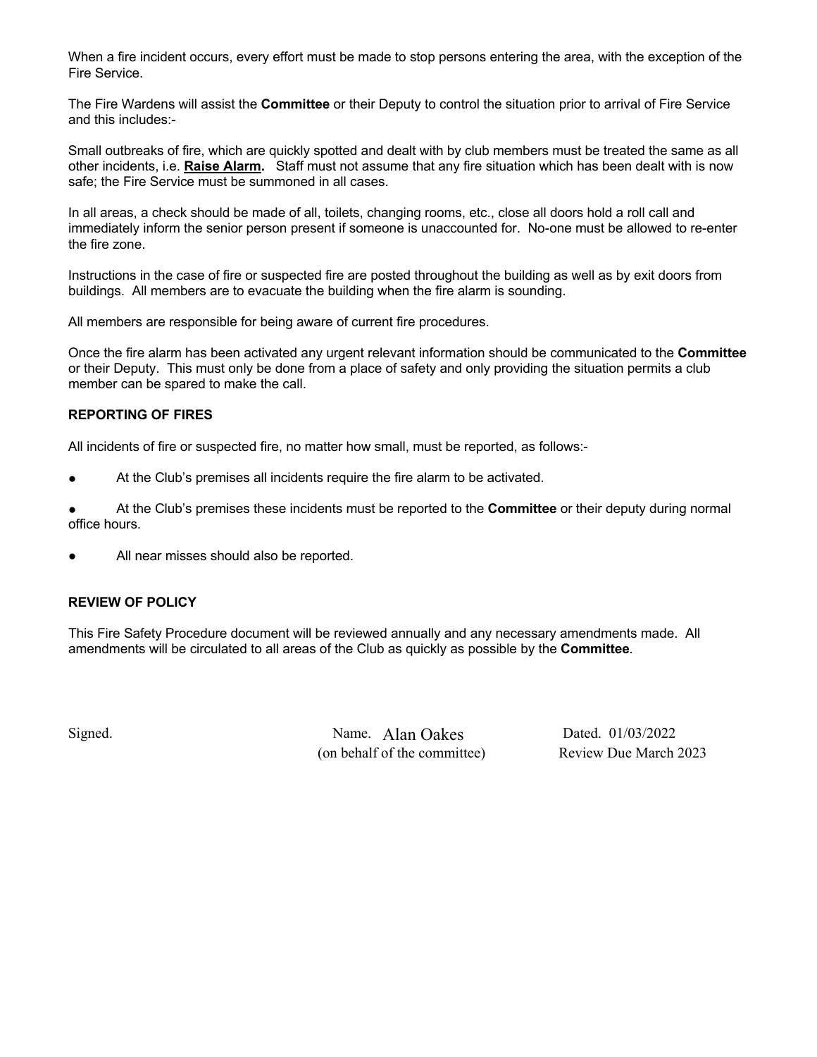When a fire incident occurs, every effort must be made to stop persons entering the area, with the exception of the Fire Service.

The Fire Wardens will assist the **Committee** or their Deputy to control the situation prior to arrival of Fire Service and this includes:-

Small outbreaks of fire, which are quickly spotted and dealt with by club members must be treated the same as all other incidents, i.e. **Raise Alarm.** Staff must not assume that any fire situation which has been dealt with is now safe; the Fire Service must be summoned in all cases.

In all areas, a check should be made of all, toilets, changing rooms, etc., close all doors hold a roll call and immediately inform the senior person present if someone is unaccounted for. No-one must be allowed to re-enter the fire zone.

Instructions in the case of fire or suspected fire are posted throughout the building as well as by exit doors from buildings. All members are to evacuate the building when the fire alarm is sounding.

All members are responsible for being aware of current fire procedures.

Once the fire alarm has been activated any urgent relevant information should be communicated to the **Committee** or their Deputy. This must only be done from a place of safety and only providing the situation permits a club member can be spared to make the call.

## REPORTING OF FIRES

All incidents of fire or suspected fire, no matter how small, must be reported, as follows:-

- At the Club's premises all incidents require the fire alarm to be activated.
- At the Club's premises these incidents must be reported to the **Committee** or their deputy during normal office hours.
- All near misses should also be reported.

## REVIEW OF POLICY

This Fire Safety Procedure document will be reviewed annually and any necessary amendments made. All amendments will be circulated to all areas of the Club as quickly as possible by the **Committee**.

Signed.

Name. Alan Oakes
(on behalf of the committee)

Dated. 01/03/2022
Review Due March 2023